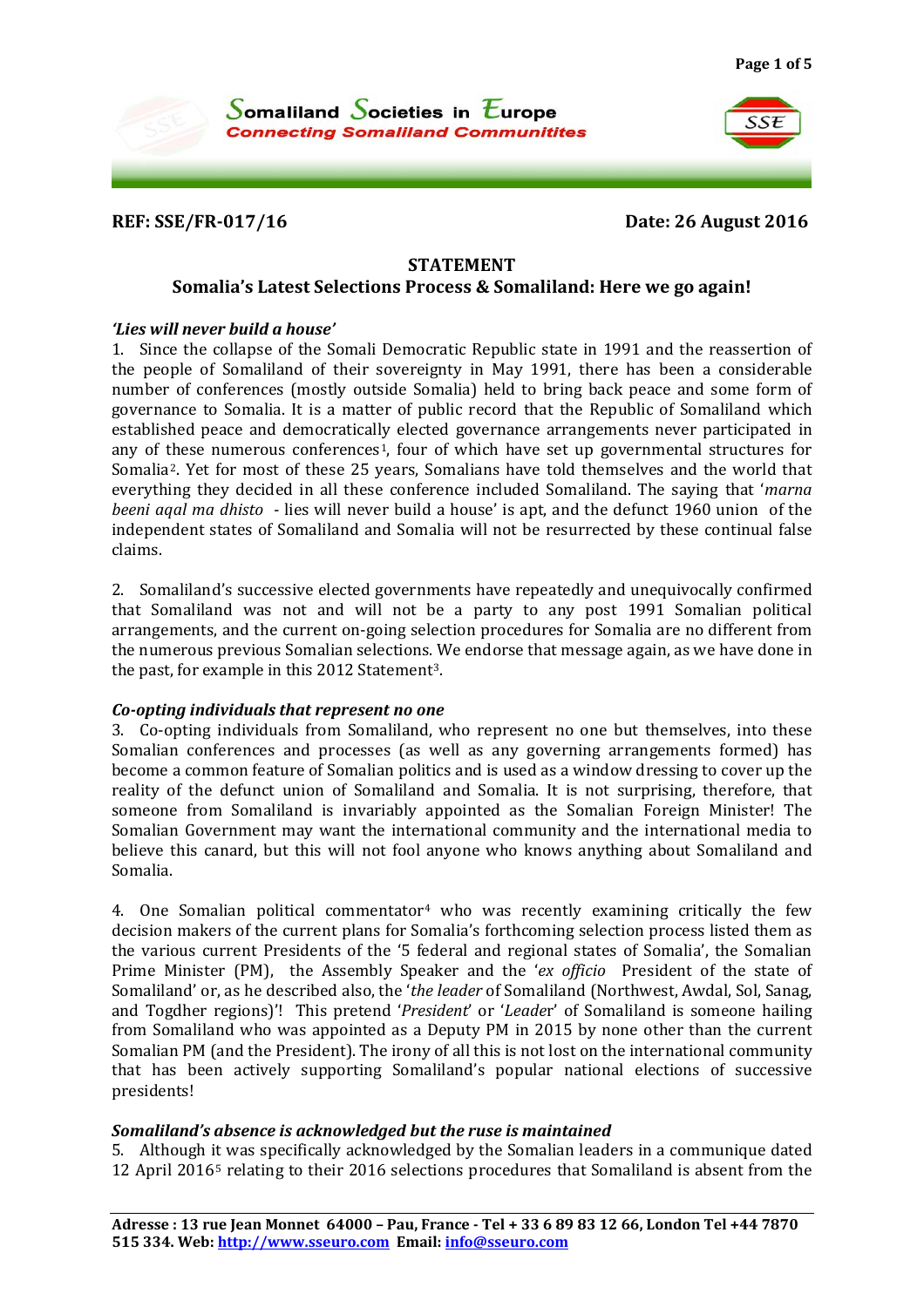**Somaliland Societies in Europe**
*Connecting Somaliland Communitites*

**REF: SSE/FR-017/16** **Date: 26 August 2016**

## STATEMENT

## Somalia's Latest Selections Process & Somaliland: Here we go again!

### *'Lies will never build a house'*

1. Since the collapse of the Somali Democratic Republic state in 1991 and the reassertion of the people of Somaliland of their sovereignty in May 1991, there has been a considerable number of conferences (mostly outside Somalia) held to bring back peace and some form of governance to Somalia. It is a matter of public record that the Republic of Somaliland which established peace and democratically elected governance arrangements never participated in any of these numerous conferences[1], four of which have set up governmental structures for Somalia[2]. Yet for most of these 25 years, Somalians have told themselves and the world that everything they decided in all these conference included Somaliland. The saying that '*marna beeni aqal ma dhisto* - lies will never build a house' is apt, and the defunct 1960 union of the independent states of Somaliland and Somalia will not be resurrected by these continual false claims.

2. Somaliland's successive elected governments have repeatedly and unequivocally confirmed that Somaliland was not and will not be a party to any post 1991 Somalian political arrangements, and the current on-going selection procedures for Somalia are no different from the numerous previous Somalian selections. We endorse that message again, as we have done in the past, for example in this 2012 Statement[3].

### *Co-opting individuals that represent no one*

3. Co-opting individuals from Somaliland, who represent no one but themselves, into these Somalian conferences and processes (as well as any governing arrangements formed) has become a common feature of Somalian politics and is used as a window dressing to cover up the reality of the defunct union of Somaliland and Somalia. It is not surprising, therefore, that someone from Somaliland is invariably appointed as the Somalian Foreign Minister! The Somalian Government may want the international community and the international media to believe this canard, but this will not fool anyone who knows anything about Somaliland and Somalia.

4. One Somalian political commentator[4] who was recently examining critically the few decision makers of the current plans for Somalia's forthcoming selection process listed them as the various current Presidents of the '5 federal and regional states of Somalia', the Somalian Prime Minister (PM), the Assembly Speaker and the '*ex officio* President of the state of Somaliland' or, as he described also, the '*the leader* of Somaliland (Northwest, Awdal, Sol, Sanag, and Togdher regions)'! This pretend '*President*' or '*Leader*' of Somaliland is someone hailing from Somaliland who was appointed as a Deputy PM in 2015 by none other than the current Somalian PM (and the President). The irony of all this is not lost on the international community that has been actively supporting Somaliland's popular national elections of successive presidents!

### *Somaliland's absence is acknowledged but the ruse is maintained*

5. Although it was specifically acknowledged by the Somalian leaders in a communique dated 12 April 2016[5] relating to their 2016 selections procedures that Somaliland is absent from the

**Adresse : 13 rue Jean Monnet 64000 – Pau, France - Tel + 33 6 89 83 12 66, London Tel +44 7870 515 334. Web: http://www.sseuro.com Email: info@sseuro.com**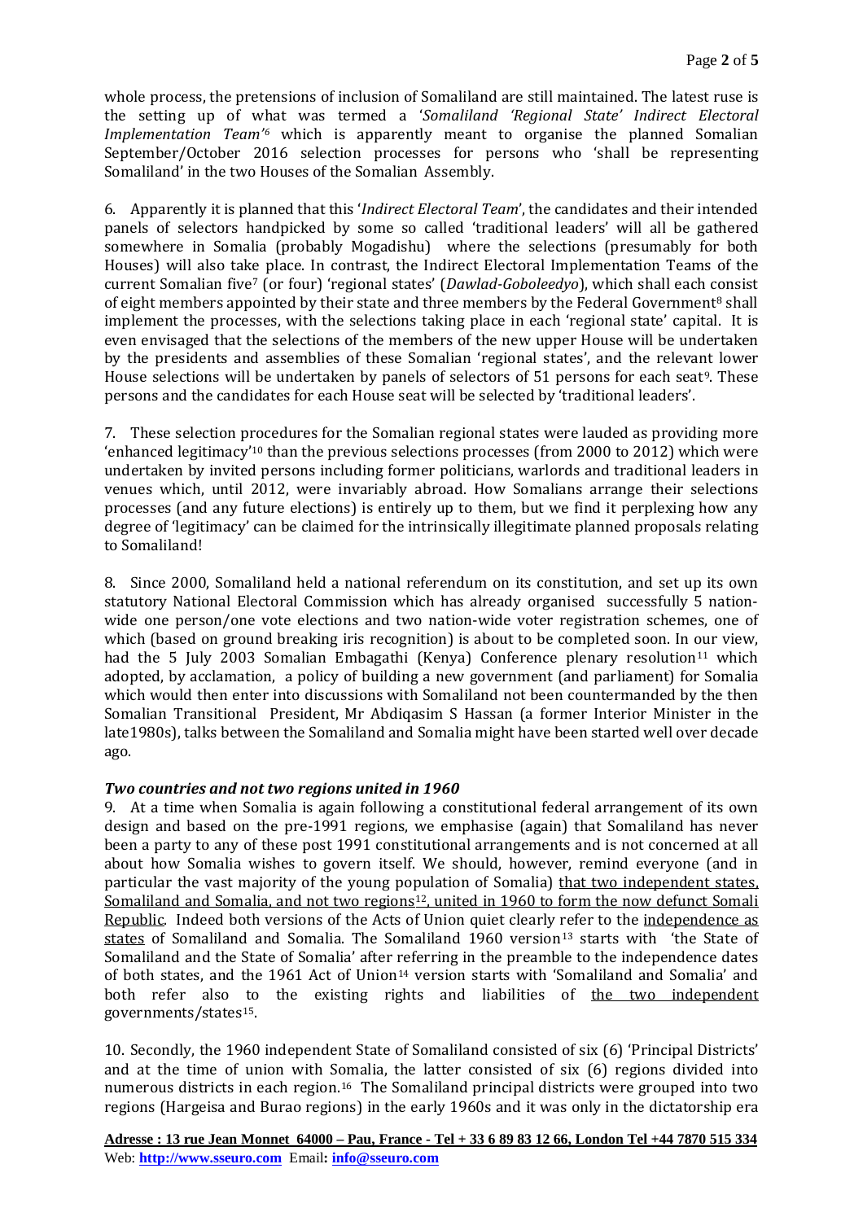whole process, the pretensions of inclusion of Somaliland are still maintained. The latest ruse is the setting up of what was termed a '*Somaliland 'Regional State' Indirect Electoral Implementation Team'*[6] which is apparently meant to organise the planned Somalian September/October 2016 selection processes for persons who 'shall be representing Somaliland' in the two Houses of the Somalian Assembly.

6. Apparently it is planned that this '*Indirect Electoral Team*', the candidates and their intended panels of selectors handpicked by some so called 'traditional leaders' will all be gathered somewhere in Somalia (probably Mogadishu) where the selections (presumably for both Houses) will also take place. In contrast, the Indirect Electoral Implementation Teams of the current Somalian five[7] (or four) 'regional states' (*Dawlad-Goboleedyo*), which shall each consist of eight members appointed by their state and three members by the Federal Government[8] shall implement the processes, with the selections taking place in each 'regional state' capital. It is even envisaged that the selections of the members of the new upper House will be undertaken by the presidents and assemblies of these Somalian 'regional states', and the relevant lower House selections will be undertaken by panels of selectors of 51 persons for each seat[9]. These persons and the candidates for each House seat will be selected by 'traditional leaders'.

7. These selection procedures for the Somalian regional states were lauded as providing more 'enhanced legitimacy'[10] than the previous selections processes (from 2000 to 2012) which were undertaken by invited persons including former politicians, warlords and traditional leaders in venues which, until 2012, were invariably abroad. How Somalians arrange their selections processes (and any future elections) is entirely up to them, but we find it perplexing how any degree of 'legitimacy' can be claimed for the intrinsically illegitimate planned proposals relating to Somaliland!

8. Since 2000, Somaliland held a national referendum on its constitution, and set up its own statutory National Electoral Commission which has already organised successfully 5 nation-wide one person/one vote elections and two nation-wide voter registration schemes, one of which (based on ground breaking iris recognition) is about to be completed soon. In our view, had the 5 July 2003 Somalian Embagathi (Kenya) Conference plenary resolution[11] which adopted, by acclamation, a policy of building a new government (and parliament) for Somalia which would then enter into discussions with Somaliland not been countermanded by the then Somalian Transitional President, Mr Abdiqasim S Hassan (a former Interior Minister in the late1980s), talks between the Somaliland and Somalia might have been started well over decade ago.

### *Two countries and not two regions united in 1960*

9. At a time when Somalia is again following a constitutional federal arrangement of its own design and based on the pre-1991 regions, we emphasise (again) that Somaliland has never been a party to any of these post 1991 constitutional arrangements and is not concerned at all about how Somalia wishes to govern itself. We should, however, remind everyone (and in particular the vast majority of the young population of Somalia) that two independent states, Somaliland and Somalia, and not two regions[12], united in 1960 to form the now defunct Somali Republic. Indeed both versions of the Acts of Union quiet clearly refer to the independence as states of Somaliland and Somalia. The Somaliland 1960 version[13] starts with 'the State of Somaliland and the State of Somalia' after referring in the preamble to the independence dates of both states, and the 1961 Act of Union[14] version starts with 'Somaliland and Somalia' and both refer also to the existing rights and liabilities of the two independent governments/states[15].

10. Secondly, the 1960 independent State of Somaliland consisted of six (6) 'Principal Districts' and at the time of union with Somalia, the latter consisted of six (6) regions divided into numerous districts in each region.[16] The Somaliland principal districts were grouped into two regions (Hargeisa and Burao regions) in the early 1960s and it was only in the dictatorship era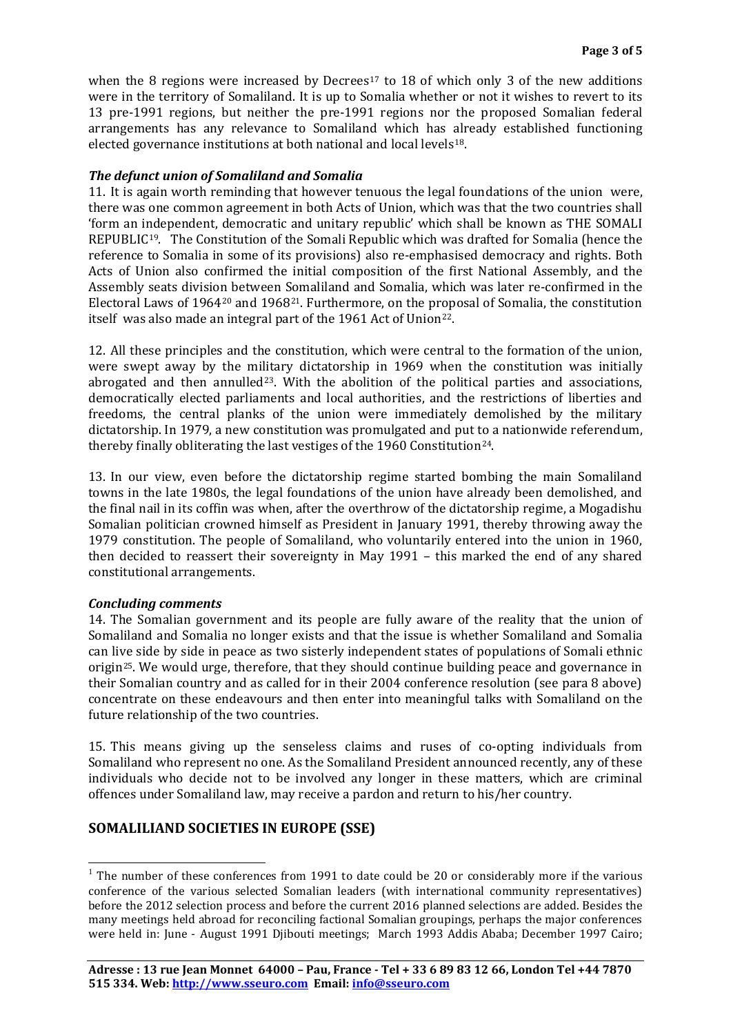when the 8 regions were increased by Decrees[17] to 18 of which only 3 of the new additions were in the territory of Somaliland. It is up to Somalia whether or not it wishes to revert to its 13 pre-1991 regions, but neither the pre-1991 regions nor the proposed Somalian federal arrangements has any relevance to Somaliland which has already established functioning elected governance institutions at both national and local levels[18].

### *The defunct union of Somaliland and Somalia*

11. It is again worth reminding that however tenuous the legal foundations of the union were, there was one common agreement in both Acts of Union, which was that the two countries shall 'form an independent, democratic and unitary republic' which shall be known as THE SOMALI REPUBLIC[19]. The Constitution of the Somali Republic which was drafted for Somalia (hence the reference to Somalia in some of its provisions) also re-emphasised democracy and rights. Both Acts of Union also confirmed the initial composition of the first National Assembly, and the Assembly seats division between Somaliland and Somalia, which was later re-confirmed in the Electoral Laws of 1964[20] and 1968[21]. Furthermore, on the proposal of Somalia, the constitution itself was also made an integral part of the 1961 Act of Union[22].

12. All these principles and the constitution, which were central to the formation of the union, were swept away by the military dictatorship in 1969 when the constitution was initially abrogated and then annulled[23]. With the abolition of the political parties and associations, democratically elected parliaments and local authorities, and the restrictions of liberties and freedoms, the central planks of the union were immediately demolished by the military dictatorship. In 1979, a new constitution was promulgated and put to a nationwide referendum, thereby finally obliterating the last vestiges of the 1960 Constitution[24].

13. In our view, even before the dictatorship regime started bombing the main Somaliland towns in the late 1980s, the legal foundations of the union have already been demolished, and the final nail in its coffin was when, after the overthrow of the dictatorship regime, a Mogadishu Somalian politician crowned himself as President in January 1991, thereby throwing away the 1979 constitution. The people of Somaliland, who voluntarily entered into the union in 1960, then decided to reassert their sovereignty in May 1991 – this marked the end of any shared constitutional arrangements.

### *Concluding comments*

14. The Somalian government and its people are fully aware of the reality that the union of Somaliland and Somalia no longer exists and that the issue is whether Somaliland and Somalia can live side by side in peace as two sisterly independent states of populations of Somali ethnic origin[25]. We would urge, therefore, that they should continue building peace and governance in their Somalian country and as called for in their 2004 conference resolution (see para 8 above) concentrate on these endeavours and then enter into meaningful talks with Somaliland on the future relationship of the two countries.

15. This means giving up the senseless claims and ruses of co-opting individuals from Somaliland who represent no one. As the Somaliland President announced recently, any of these individuals who decide not to be involved any longer in these matters, which are criminal offences under Somaliland law, may receive a pardon and return to his/her country.

## SOMALILAND SOCIETIES IN EUROPE (SSE)

---

[1] The number of these conferences from 1991 to date could be 20 or considerably more if the various conference of the various selected Somalian leaders (with international community representatives) before the 2012 selection process and before the current 2016 planned selections are added. Besides the many meetings held abroad for reconciling factional Somalian groupings, perhaps the major conferences were held in: June - August 1991 Djibouti meetings; March 1993 Addis Ababa; December 1997 Cairo;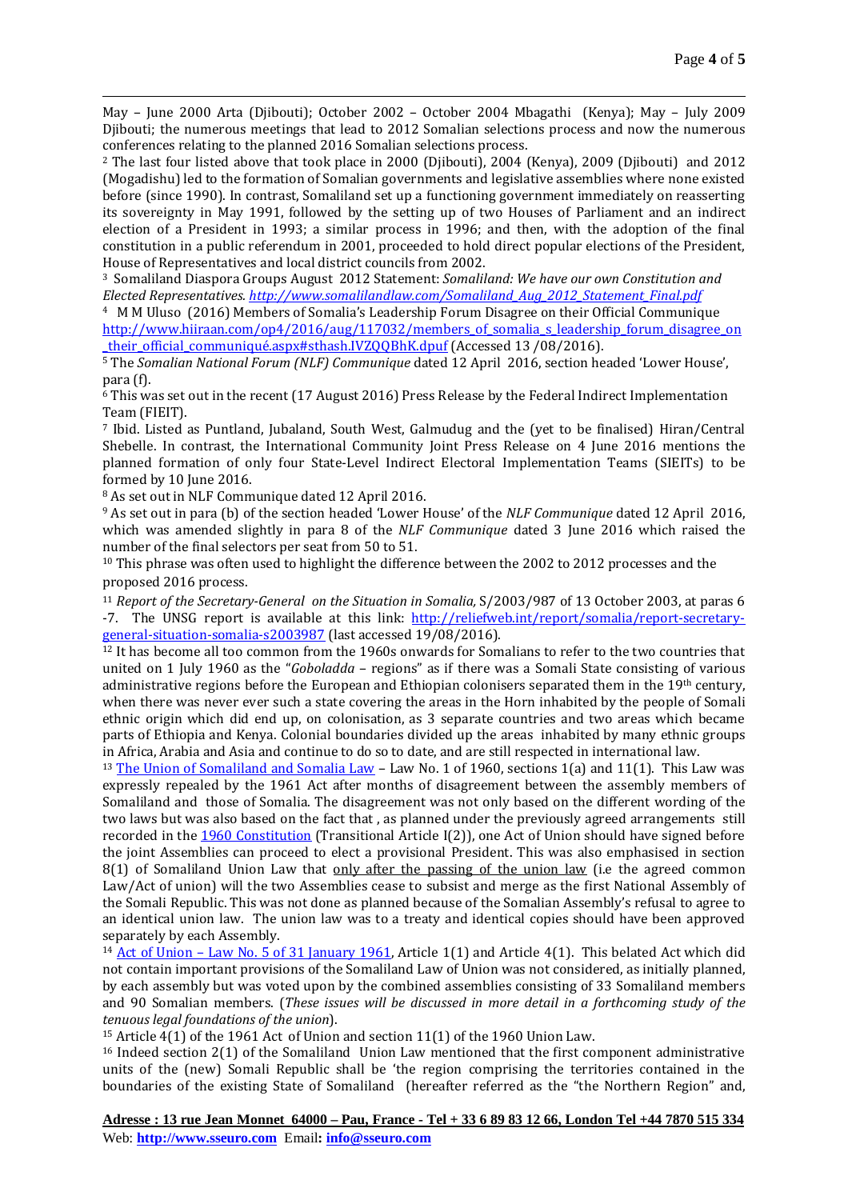May – June 2000 Arta (Djibouti); October 2002 – October 2004 Mbagathi (Kenya); May – July 2009 Djibouti; the numerous meetings that lead to 2012 Somalian selections process and now the numerous conferences relating to the planned 2016 Somalian selections process.

[2] The last four listed above that took place in 2000 (Djibouti), 2004 (Kenya), 2009 (Djibouti) and 2012 (Mogadishu) led to the formation of Somalian governments and legislative assemblies where none existed before (since 1990). In contrast, Somaliland set up a functioning government immediately on reasserting its sovereignty in May 1991, followed by the setting up of two Houses of Parliament and an indirect election of a President in 1993; a similar process in 1996; and then, with the adoption of the final constitution in a public referendum in 2001, proceeded to hold direct popular elections of the President, House of Representatives and local district councils from 2002.

[3] Somaliland Diaspora Groups August 2012 Statement: *Somaliland: We have our own Constitution and Elected Representatives*. *http://www.somalilandlaw.com/Somaliland_Aug_2012_Statement_Final.pdf*

[4] M M Uluso (2016) Members of Somalia's Leadership Forum Disagree on their Official Communique http://www.hiiraan.com/op4/2016/aug/117032/members_of_somalia_s_leadership_forum_disagree_on_their_official_communiqué.aspx#sthash.IVZQQBhK.dpuf (Accessed 13 /08/2016).

[5] The *Somalian National Forum (NLF) Communique* dated 12 April 2016, section headed 'Lower House', para (f).

[6] This was set out in the recent (17 August 2016) Press Release by the Federal Indirect Implementation Team (FIEIT).

[7] Ibid. Listed as Puntland, Jubaland, South West, Galmudug and the (yet to be finalised) Hiran/Central Shebelle. In contrast, the International Community Joint Press Release on 4 June 2016 mentions the planned formation of only four State-Level Indirect Electoral Implementation Teams (SIEITs) to be formed by 10 June 2016.

[8] As set out in NLF Communique dated 12 April 2016.

[9] As set out in para (b) of the section headed 'Lower House' of the *NLF Communique* dated 12 April 2016, which was amended slightly in para 8 of the *NLF Communique* dated 3 June 2016 which raised the number of the final selectors per seat from 50 to 51.

[10] This phrase was often used to highlight the difference between the 2002 to 2012 processes and the proposed 2016 process.

[11] *Report of the Secretary-General on the Situation in Somalia,* S/2003/987 of 13 October 2003, at paras 6 -7. The UNSG report is available at this link: http://reliefweb.int/report/somalia/report-secretary-general-situation-somalia-s2003987 (last accessed 19/08/2016).

[12] It has become all too common from the 1960s onwards for Somalians to refer to the two countries that united on 1 July 1960 as the "*Goboladda* – regions" as if there was a Somali State consisting of various administrative regions before the European and Ethiopian colonisers separated them in the 19th century, when there was never ever such a state covering the areas in the Horn inhabited by the people of Somali ethnic origin which did end up, on colonisation, as 3 separate countries and two areas which became parts of Ethiopia and Kenya. Colonial boundaries divided up the areas inhabited by many ethnic groups in Africa, Arabia and Asia and continue to do so to date, and are still respected in international law.

[13] The Union of Somaliland and Somalia Law – Law No. 1 of 1960, sections 1(a) and 11(1). This Law was expressly repealed by the 1961 Act after months of disagreement between the assembly members of Somaliland and those of Somalia. The disagreement was not only based on the different wording of the two laws but was also based on the fact that , as planned under the previously agreed arrangements still recorded in the 1960 Constitution (Transitional Article I(2)), one Act of Union should have signed before the joint Assemblies can proceed to elect a provisional President. This was also emphasised in section 8(1) of Somaliland Union Law that only after the passing of the union law (i.e the agreed common Law/Act of union) will the two Assemblies cease to subsist and merge as the first National Assembly of the Somali Republic. This was not done as planned because of the Somalian Assembly's refusal to agree to an identical union law. The union law was to a treaty and identical copies should have been approved separately by each Assembly.

[14] Act of Union – Law No. 5 of 31 January 1961, Article 1(1) and Article 4(1). This belated Act which did not contain important provisions of the Somaliland Law of Union was not considered, as initially planned, by each assembly but was voted upon by the combined assemblies consisting of 33 Somaliland members and 90 Somalian members. (*These issues will be discussed in more detail in a forthcoming study of the tenuous legal foundations of the union*).

[15] Article 4(1) of the 1961 Act of Union and section 11(1) of the 1960 Union Law.

[16] Indeed section 2(1) of the Somaliland Union Law mentioned that the first component administrative units of the (new) Somali Republic shall be 'the region comprising the territories contained in the boundaries of the existing State of Somaliland (hereafter referred as the "the Northern Region" and,

**Adresse : 13 rue Jean Monnet 64000 – Pau, France - Tel + 33 6 89 83 12 66, London Tel +44 7870 515 334**
Web: **http://www.sseuro.com** Email**: info@sseuro.com**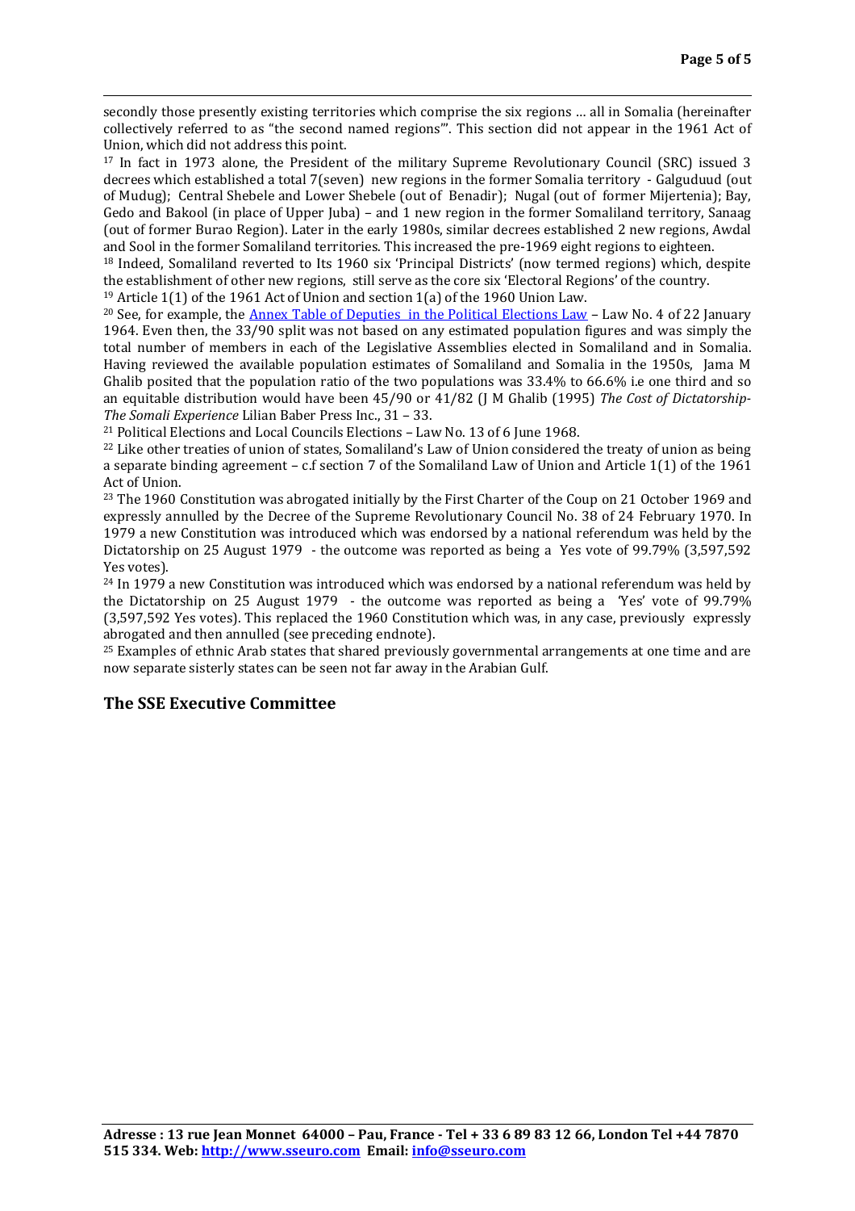secondly those presently existing territories which comprise the six regions … all in Somalia (hereinafter collectively referred to as "the second named regions"'. This section did not appear in the 1961 Act of Union, which did not address this point.

[17] In fact in 1973 alone, the President of the military Supreme Revolutionary Council (SRC) issued 3 decrees which established a total 7(seven) new regions in the former Somalia territory - Galguduud (out of Mudug); Central Shebele and Lower Shebele (out of Benadir); Nugal (out of former Mijertenia); Bay, Gedo and Bakool (in place of Upper Juba) – and 1 new region in the former Somaliland territory, Sanaag (out of former Burao Region). Later in the early 1980s, similar decrees established 2 new regions, Awdal and Sool in the former Somaliland territories. This increased the pre-1969 eight regions to eighteen.

[18] Indeed, Somaliland reverted to Its 1960 six 'Principal Districts' (now termed regions) which, despite the establishment of other new regions, still serve as the core six 'Electoral Regions' of the country.

[19] Article 1(1) of the 1961 Act of Union and section 1(a) of the 1960 Union Law.

[20] See, for example, the Annex Table of Deputies in the Political Elections Law – Law No. 4 of 22 January 1964. Even then, the 33/90 split was not based on any estimated population figures and was simply the total number of members in each of the Legislative Assemblies elected in Somaliland and in Somalia. Having reviewed the available population estimates of Somaliland and Somalia in the 1950s, Jama M Ghalib posited that the population ratio of the two populations was 33.4% to 66.6% i.e one third and so an equitable distribution would have been 45/90 or 41/82 (J M Ghalib (1995) *The Cost of Dictatorship-The Somali Experience* Lilian Baber Press Inc., 31 – 33.

[21] Political Elections and Local Councils Elections – Law No. 13 of 6 June 1968.

[22] Like other treaties of union of states, Somaliland's Law of Union considered the treaty of union as being a separate binding agreement – c.f section 7 of the Somaliland Law of Union and Article 1(1) of the 1961 Act of Union.

[23] The 1960 Constitution was abrogated initially by the First Charter of the Coup on 21 October 1969 and expressly annulled by the Decree of the Supreme Revolutionary Council No. 38 of 24 February 1970. In 1979 a new Constitution was introduced which was endorsed by a national referendum was held by the Dictatorship on 25 August 1979 - the outcome was reported as being a Yes vote of 99.79% (3,597,592 Yes votes).

[24] In 1979 a new Constitution was introduced which was endorsed by a national referendum was held by the Dictatorship on 25 August 1979 - the outcome was reported as being a 'Yes' vote of 99.79% (3,597,592 Yes votes). This replaced the 1960 Constitution which was, in any case, previously expressly abrogated and then annulled (see preceding endnote).

[25] Examples of ethnic Arab states that shared previously governmental arrangements at one time and are now separate sisterly states can be seen not far away in the Arabian Gulf.

## The SSE Executive Committee

**Adresse : 13 rue Jean Monnet 64000 – Pau, France - Tel + 33 6 89 83 12 66, London Tel +44 7870 515 334. Web: http://www.sseuro.com Email: info@sseuro.com**